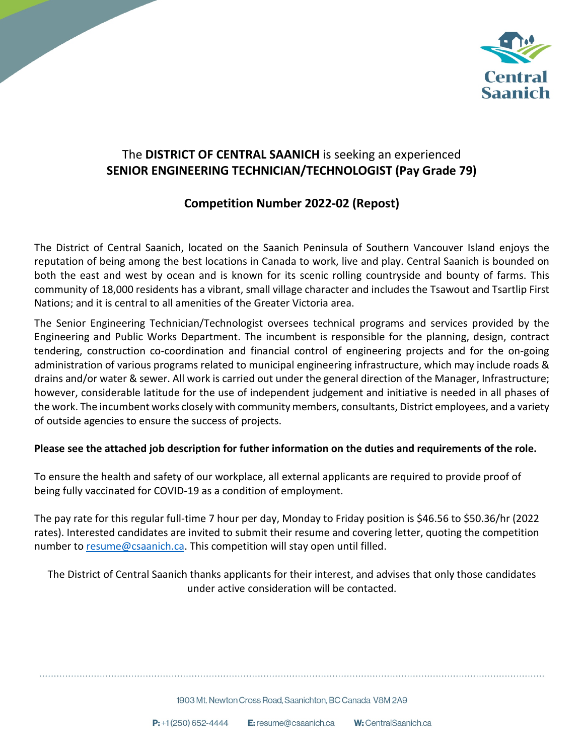The **DISTRICT OF CENTRAL SAANICH** is seeking an experienced
**SENIOR ENGINEERING TECHNICIAN/TECHNOLOGIST (Pay Grade 79)**

## Competition Number 2022-02 (Repost)

The District of Central Saanich, located on the Saanich Peninsula of Southern Vancouver Island enjoys the reputation of being among the best locations in Canada to work, live and play. Central Saanich is bounded on both the east and west by ocean and is known for its scenic rolling countryside and bounty of farms. This community of 18,000 residents has a vibrant, small village character and includes the Tsawout and Tsartlip First Nations; and it is central to all amenities of the Greater Victoria area.

The Senior Engineering Technician/Technologist oversees technical programs and services provided by the Engineering and Public Works Department. The incumbent is responsible for the planning, design, contract tendering, construction co-coordination and financial control of engineering projects and for the on-going administration of various programs related to municipal engineering infrastructure, which may include roads & drains and/or water & sewer. All work is carried out under the general direction of the Manager, Infrastructure; however, considerable latitude for the use of independent judgement and initiative is needed in all phases of the work. The incumbent works closely with community members, consultants, District employees, and a variety of outside agencies to ensure the success of projects.

**Please see the attached job description for futher information on the duties and requirements of the role.**

To ensure the health and safety of our workplace, all external applicants are required to provide proof of being fully vaccinated for COVID-19 as a condition of employment.

The pay rate for this regular full-time 7 hour per day, Monday to Friday position is $46.56 to $50.36/hr (2022 rates). Interested candidates are invited to submit their resume and covering letter, quoting the competition number to resume@csaanich.ca. This competition will stay open until filled.

The District of Central Saanich thanks applicants for their interest, and advises that only those candidates under active consideration will be contacted.

1903 Mt. Newton Cross Road, Saanichton, BC Canada V8M 2A9

**P:** +1 (250) 652-4444 **E:** resume@csaanich.ca **W:** CentralSaanich.ca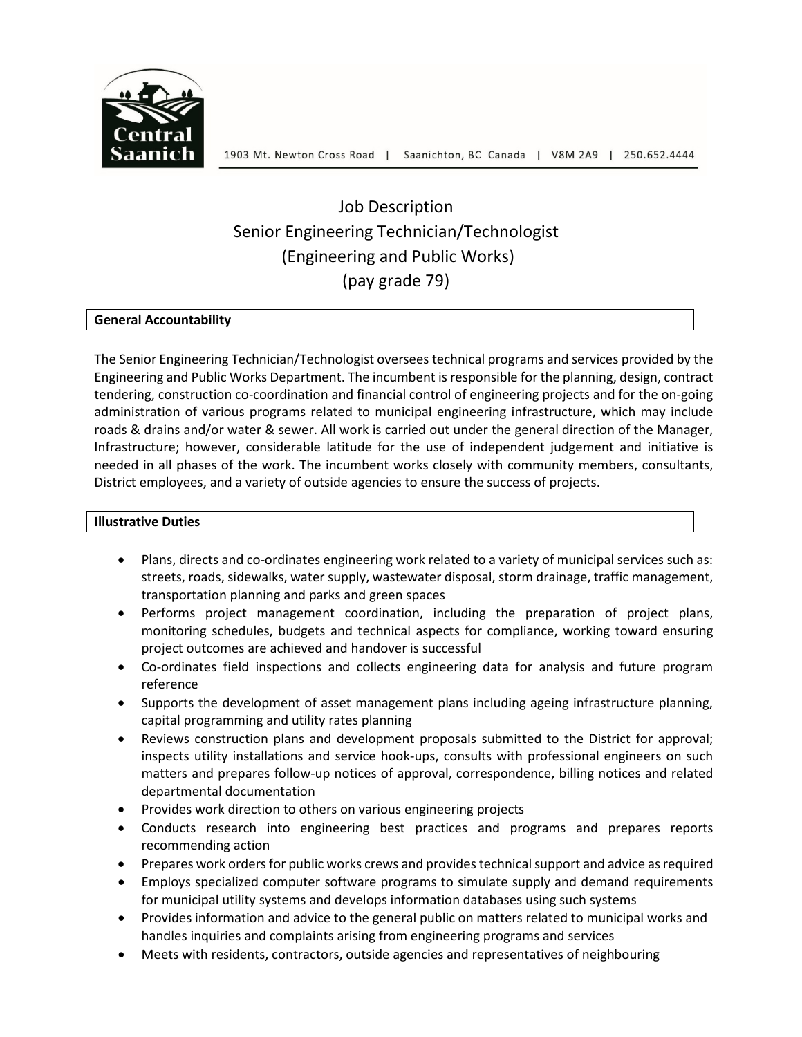1903 Mt. Newton Cross Road | Saanichton, BC Canada | V8M 2A9 | 250.652.4444

# Job Description
# Senior Engineering Technician/Technologist
# (Engineering and Public Works)
# (pay grade 79)

## General Accountability

The Senior Engineering Technician/Technologist oversees technical programs and services provided by the Engineering and Public Works Department. The incumbent is responsible for the planning, design, contract tendering, construction co-coordination and financial control of engineering projects and for the on-going administration of various programs related to municipal engineering infrastructure, which may include roads & drains and/or water & sewer. All work is carried out under the general direction of the Manager, Infrastructure; however, considerable latitude for the use of independent judgement and initiative is needed in all phases of the work. The incumbent works closely with community members, consultants, District employees, and a variety of outside agencies to ensure the success of projects.

## Illustrative Duties

- Plans, directs and co-ordinates engineering work related to a variety of municipal services such as: streets, roads, sidewalks, water supply, wastewater disposal, storm drainage, traffic management, transportation planning and parks and green spaces
- Performs project management coordination, including the preparation of project plans, monitoring schedules, budgets and technical aspects for compliance, working toward ensuring project outcomes are achieved and handover is successful
- Co-ordinates field inspections and collects engineering data for analysis and future program reference
- Supports the development of asset management plans including ageing infrastructure planning, capital programming and utility rates planning
- Reviews construction plans and development proposals submitted to the District for approval; inspects utility installations and service hook-ups, consults with professional engineers on such matters and prepares follow-up notices of approval, correspondence, billing notices and related departmental documentation
- Provides work direction to others on various engineering projects
- Conducts research into engineering best practices and programs and prepares reports recommending action
- Prepares work orders for public works crews and provides technical support and advice as required
- Employs specialized computer software programs to simulate supply and demand requirements for municipal utility systems and develops information databases using such systems
- Provides information and advice to the general public on matters related to municipal works and handles inquiries and complaints arising from engineering programs and services
- Meets with residents, contractors, outside agencies and representatives of neighbouring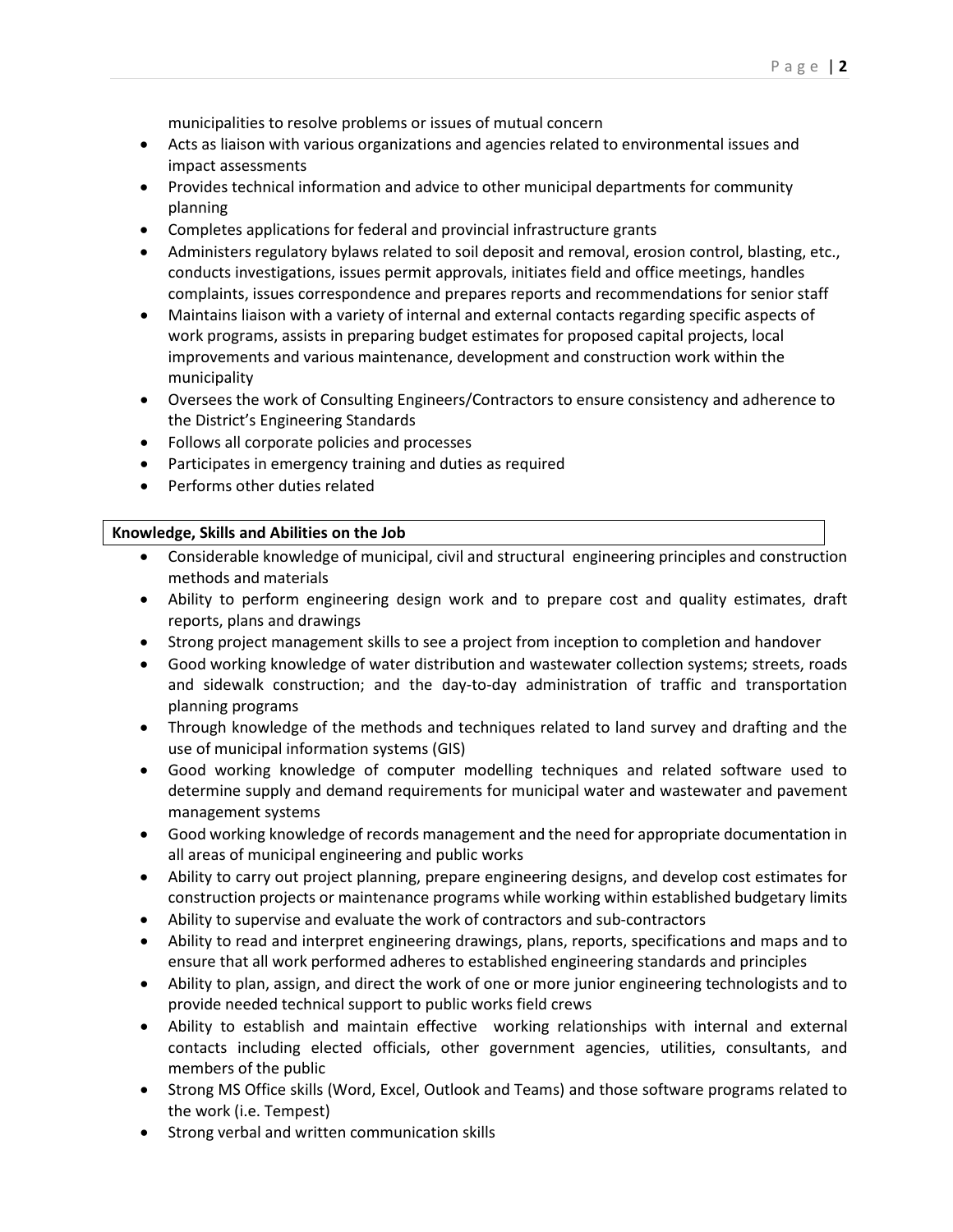municipalities to resolve problems or issues of mutual concern

- Acts as liaison with various organizations and agencies related to environmental issues and impact assessments
- Provides technical information and advice to other municipal departments for community planning
- Completes applications for federal and provincial infrastructure grants
- Administers regulatory bylaws related to soil deposit and removal, erosion control, blasting, etc., conducts investigations, issues permit approvals, initiates field and office meetings, handles complaints, issues correspondence and prepares reports and recommendations for senior staff
- Maintains liaison with a variety of internal and external contacts regarding specific aspects of work programs, assists in preparing budget estimates for proposed capital projects, local improvements and various maintenance, development and construction work within the municipality
- Oversees the work of Consulting Engineers/Contractors to ensure consistency and adherence to the District's Engineering Standards
- Follows all corporate policies and processes
- Participates in emergency training and duties as required
- Performs other duties related

**Knowledge, Skills and Abilities on the Job**

- Considerable knowledge of municipal, civil and structural engineering principles and construction methods and materials
- Ability to perform engineering design work and to prepare cost and quality estimates, draft reports, plans and drawings
- Strong project management skills to see a project from inception to completion and handover
- Good working knowledge of water distribution and wastewater collection systems; streets, roads and sidewalk construction; and the day-to-day administration of traffic and transportation planning programs
- Through knowledge of the methods and techniques related to land survey and drafting and the use of municipal information systems (GIS)
- Good working knowledge of computer modelling techniques and related software used to determine supply and demand requirements for municipal water and wastewater and pavement management systems
- Good working knowledge of records management and the need for appropriate documentation in all areas of municipal engineering and public works
- Ability to carry out project planning, prepare engineering designs, and develop cost estimates for construction projects or maintenance programs while working within established budgetary limits
- Ability to supervise and evaluate the work of contractors and sub-contractors
- Ability to read and interpret engineering drawings, plans, reports, specifications and maps and to ensure that all work performed adheres to established engineering standards and principles
- Ability to plan, assign, and direct the work of one or more junior engineering technologists and to provide needed technical support to public works field crews
- Ability to establish and maintain effective working relationships with internal and external contacts including elected officials, other government agencies, utilities, consultants, and members of the public
- Strong MS Office skills (Word, Excel, Outlook and Teams) and those software programs related to the work (i.e. Tempest)
- Strong verbal and written communication skills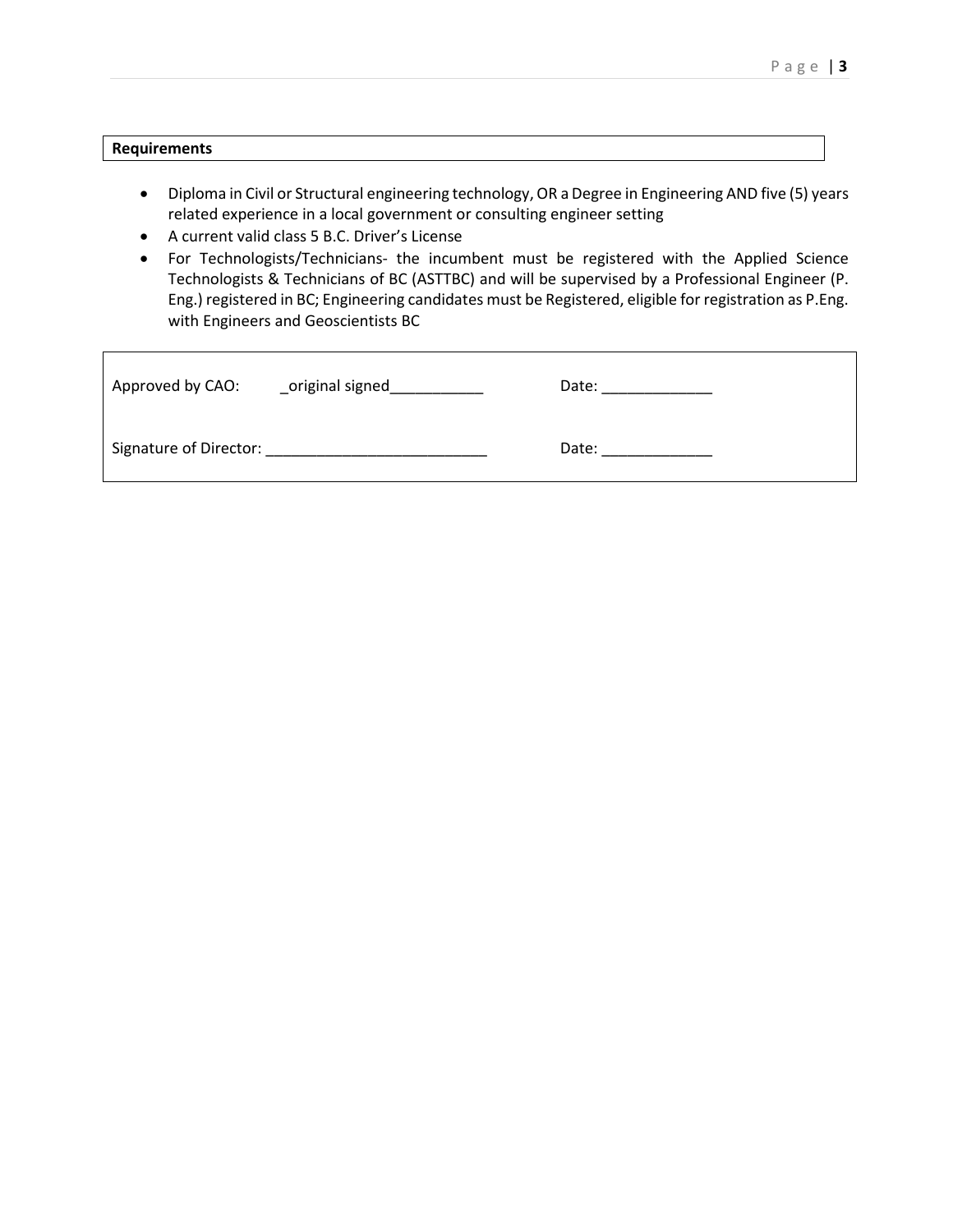**Requirements**

- Diploma in Civil or Structural engineering technology, OR a Degree in Engineering AND five (5) years related experience in a local government or consulting engineer setting
- A current valid class 5 B.C. Driver's License
- For Technologists/Technicians- the incumbent must be registered with the Applied Science Technologists & Technicians of BC (ASTTBC) and will be supervised by a Professional Engineer (P. Eng.) registered in BC; Engineering candidates must be Registered, eligible for registration as P.Eng. with Engineers and Geoscientists BC

| | |
|---|---|
| Approved by CAO: _original signed___________ | Date: _____________ |
| Signature of Director: __________________________ | Date: _____________ |